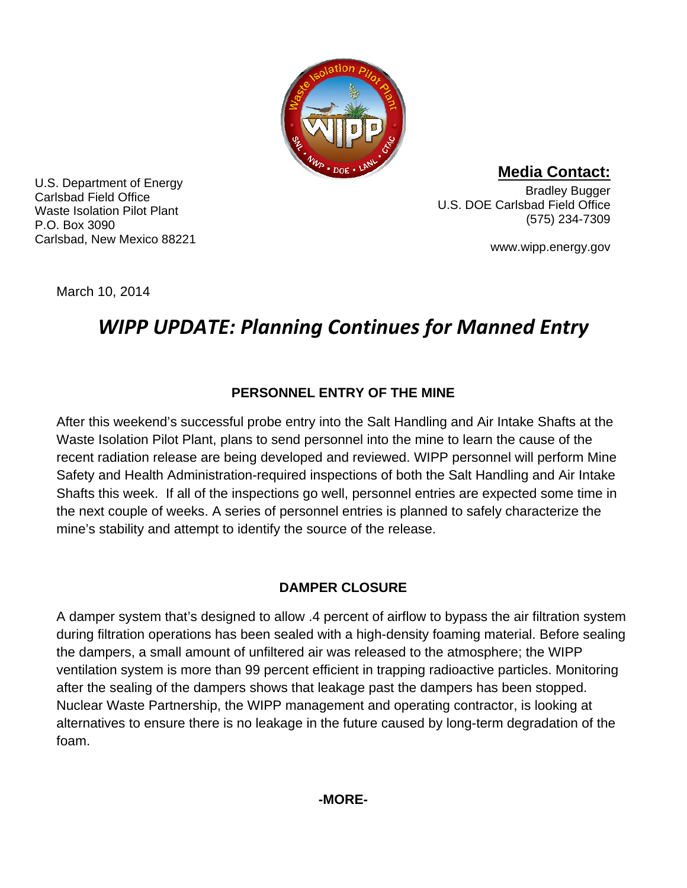U.S. Department of Energy
Carlsbad Field Office
Waste Isolation Pilot Plant
P.O. Box 3090
Carlsbad, New Mexico 88221

**Media Contact:**
Bradley Bugger
U.S. DOE Carlsbad Field Office
(575) 234-7309

www.wipp.energy.gov

March 10, 2014

# *WIPP UPDATE: Planning Continues for Manned Entry*

## PERSONNEL ENTRY OF THE MINE

After this weekend's successful probe entry into the Salt Handling and Air Intake Shafts at the Waste Isolation Pilot Plant, plans to send personnel into the mine to learn the cause of the recent radiation release are being developed and reviewed. WIPP personnel will perform Mine Safety and Health Administration-required inspections of both the Salt Handling and Air Intake Shafts this week. If all of the inspections go well, personnel entries are expected some time in the next couple of weeks. A series of personnel entries is planned to safely characterize the mine's stability and attempt to identify the source of the release.

## DAMPER CLOSURE

A damper system that's designed to allow .4 percent of airflow to bypass the air filtration system during filtration operations has been sealed with a high-density foaming material. Before sealing the dampers, a small amount of unfiltered air was released to the atmosphere; the WIPP ventilation system is more than 99 percent efficient in trapping radioactive particles. Monitoring after the sealing of the dampers shows that leakage past the dampers has been stopped. Nuclear Waste Partnership, the WIPP management and operating contractor, is looking at alternatives to ensure there is no leakage in the future caused by long-term degradation of the foam.

**-MORE-**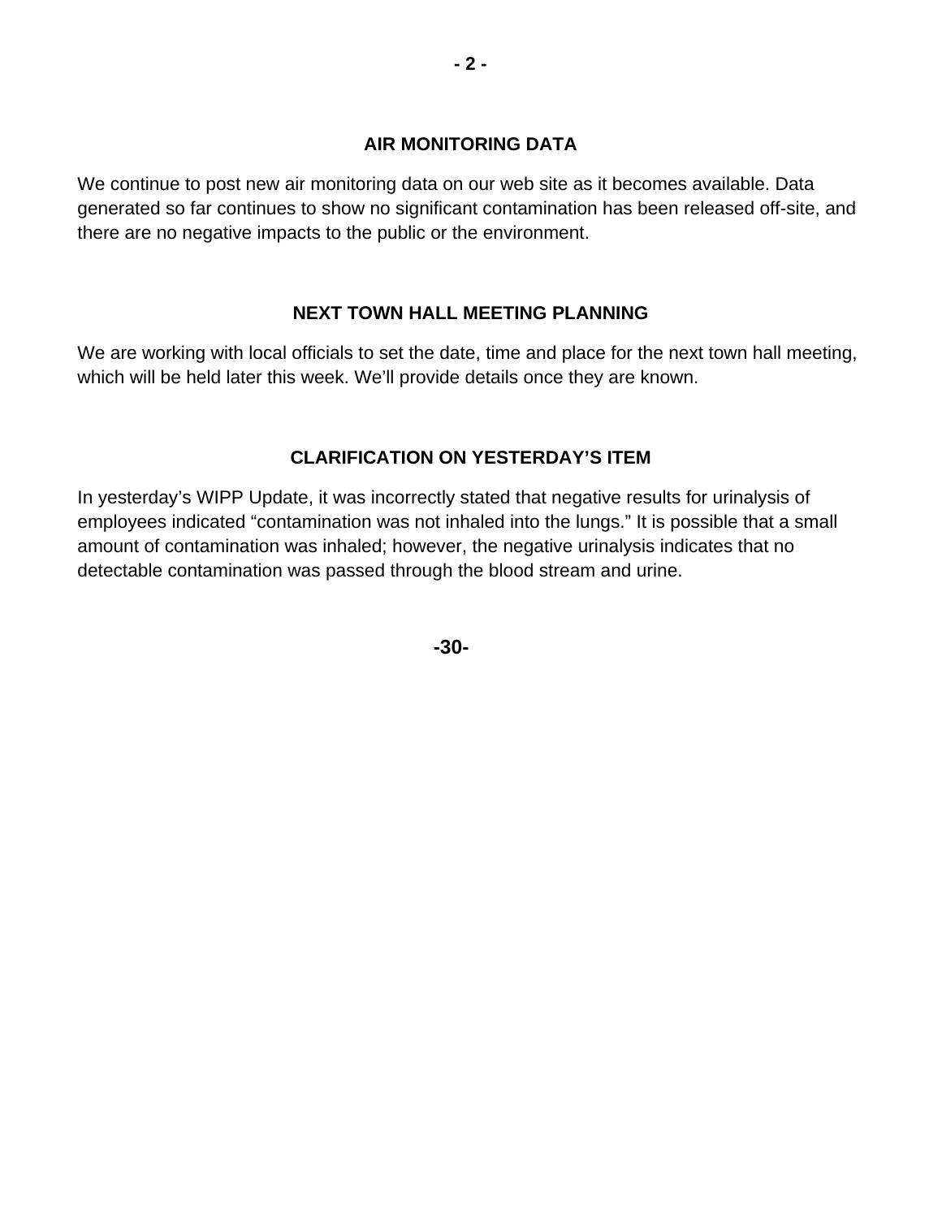## AIR MONITORING DATA

We continue to post new air monitoring data on our web site as it becomes available. Data generated so far continues to show no significant contamination has been released off-site, and there are no negative impacts to the public or the environment.

## NEXT TOWN HALL MEETING PLANNING

We are working with local officials to set the date, time and place for the next town hall meeting, which will be held later this week. We'll provide details once they are known.

## CLARIFICATION ON YESTERDAY'S ITEM

In yesterday's WIPP Update, it was incorrectly stated that negative results for urinalysis of employees indicated "contamination was not inhaled into the lungs." It is possible that a small amount of contamination was inhaled; however, the negative urinalysis indicates that no detectable contamination was passed through the blood stream and urine.

**-30-**